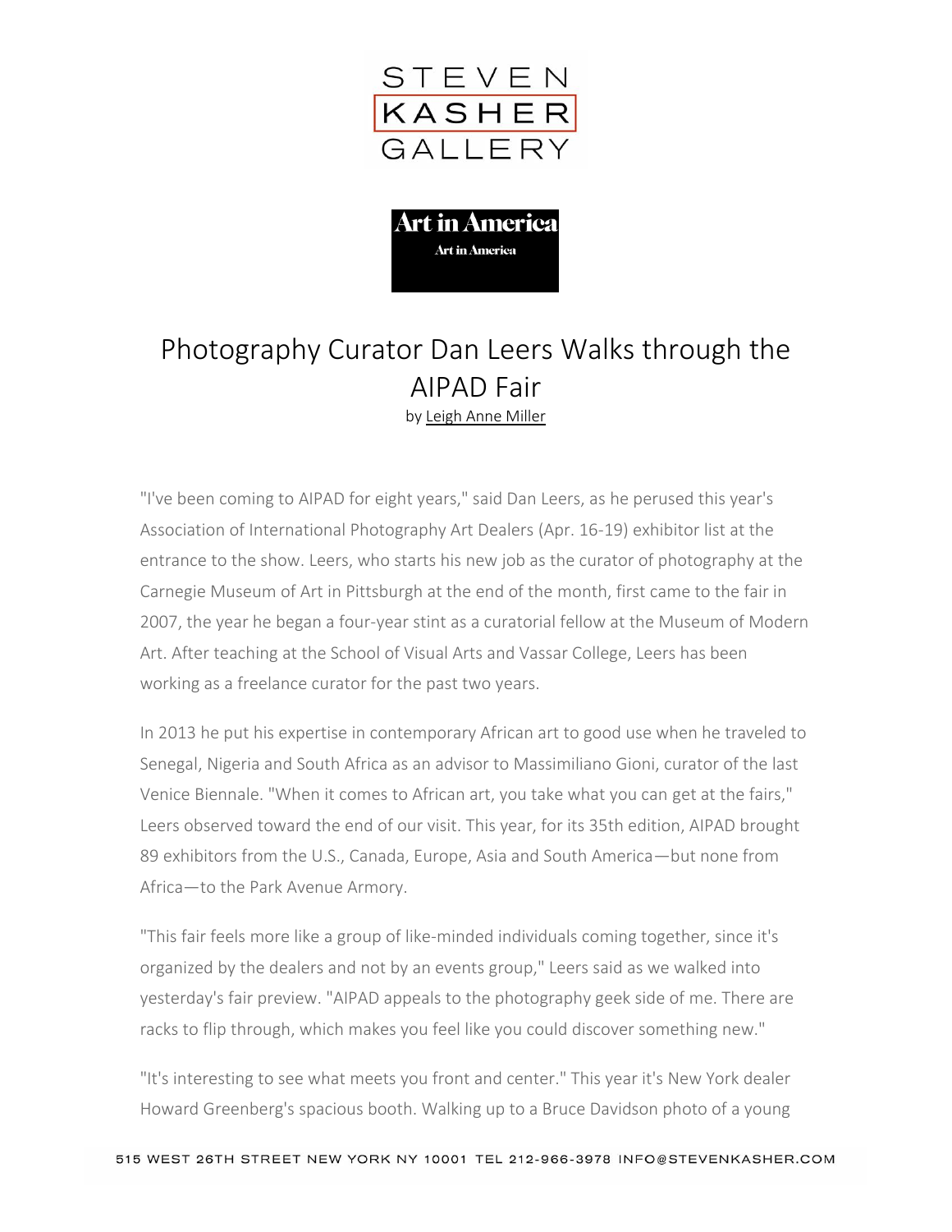# Photography Curator Dan Leers Walks through the AIPAD Fair

by Leigh Anne Miller

"I've been coming to AIPAD for eight years," said Dan Leers, as he perused this year's Association of International Photography Art Dealers (Apr. 16-19) exhibitor list at the entrance to the show. Leers, who starts his new job as the curator of photography at the Carnegie Museum of Art in Pittsburgh at the end of the month, first came to the fair in 2007, the year he began a four-year stint as a curatorial fellow at the Museum of Modern Art. After teaching at the School of Visual Arts and Vassar College, Leers has been working as a freelance curator for the past two years.

In 2013 he put his expertise in contemporary African art to good use when he traveled to Senegal, Nigeria and South Africa as an advisor to Massimiliano Gioni, curator of the last Venice Biennale. "When it comes to African art, you take what you can get at the fairs," Leers observed toward the end of our visit. This year, for its 35th edition, AIPAD brought 89 exhibitors from the U.S., Canada, Europe, Asia and South America—but none from Africa—to the Park Avenue Armory.

"This fair feels more like a group of like-minded individuals coming together, since it's organized by the dealers and not by an events group," Leers said as we walked into yesterday's fair preview. "AIPAD appeals to the photography geek side of me. There are racks to flip through, which makes you feel like you could discover something new."

"It's interesting to see what meets you front and center." This year it's New York dealer Howard Greenberg's spacious booth. Walking up to a Bruce Davidson photo of a young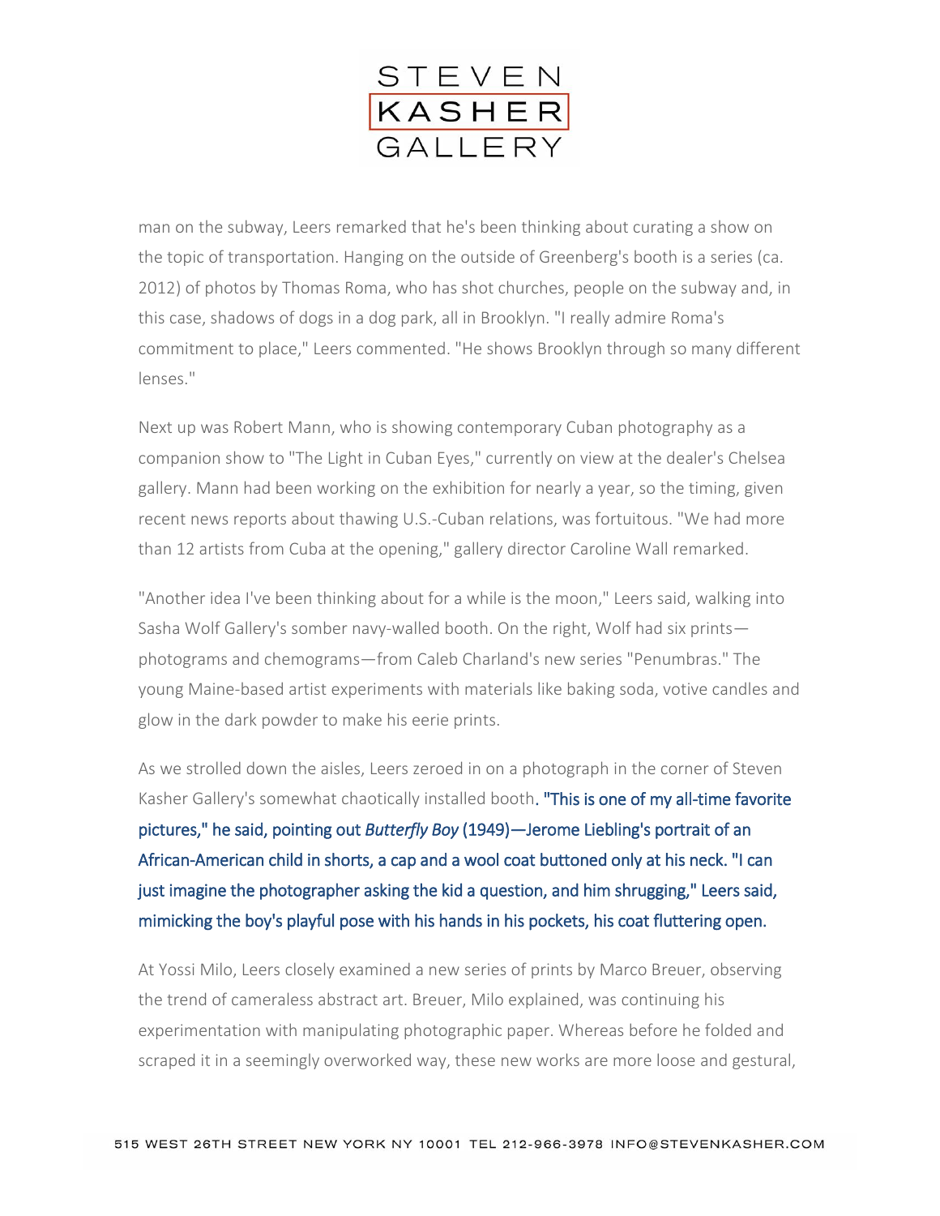man on the subway, Leers remarked that he's been thinking about curating a show on the topic of transportation. Hanging on the outside of Greenberg's booth is a series (ca. 2012) of photos by Thomas Roma, who has shot churches, people on the subway and, in this case, shadows of dogs in a dog park, all in Brooklyn. "I really admire Roma's commitment to place," Leers commented. "He shows Brooklyn through so many different lenses."

Next up was Robert Mann, who is showing contemporary Cuban photography as a companion show to "The Light in Cuban Eyes," currently on view at the dealer's Chelsea gallery. Mann had been working on the exhibition for nearly a year, so the timing, given recent news reports about thawing U.S.-Cuban relations, was fortuitous. "We had more than 12 artists from Cuba at the opening," gallery director Caroline Wall remarked.

"Another idea I've been thinking about for a while is the moon," Leers said, walking into Sasha Wolf Gallery's somber navy-walled booth. On the right, Wolf had six prints—photograms and chemograms—from Caleb Charland's new series "Penumbras." The young Maine-based artist experiments with materials like baking soda, votive candles and glow in the dark powder to make his eerie prints.

As we strolled down the aisles, Leers zeroed in on a photograph in the corner of Steven Kasher Gallery's somewhat chaotically installed booth. "This is one of my all-time favorite pictures," he said, pointing out *Butterfly Boy* (1949)—Jerome Liebling's portrait of an African-American child in shorts, a cap and a wool coat buttoned only at his neck. "I can just imagine the photographer asking the kid a question, and him shrugging," Leers said, mimicking the boy's playful pose with his hands in his pockets, his coat fluttering open.

At Yossi Milo, Leers closely examined a new series of prints by Marco Breuer, observing the trend of cameraless abstract art. Breuer, Milo explained, was continuing his experimentation with manipulating photographic paper. Whereas before he folded and scraped it in a seemingly overworked way, these new works are more loose and gestural,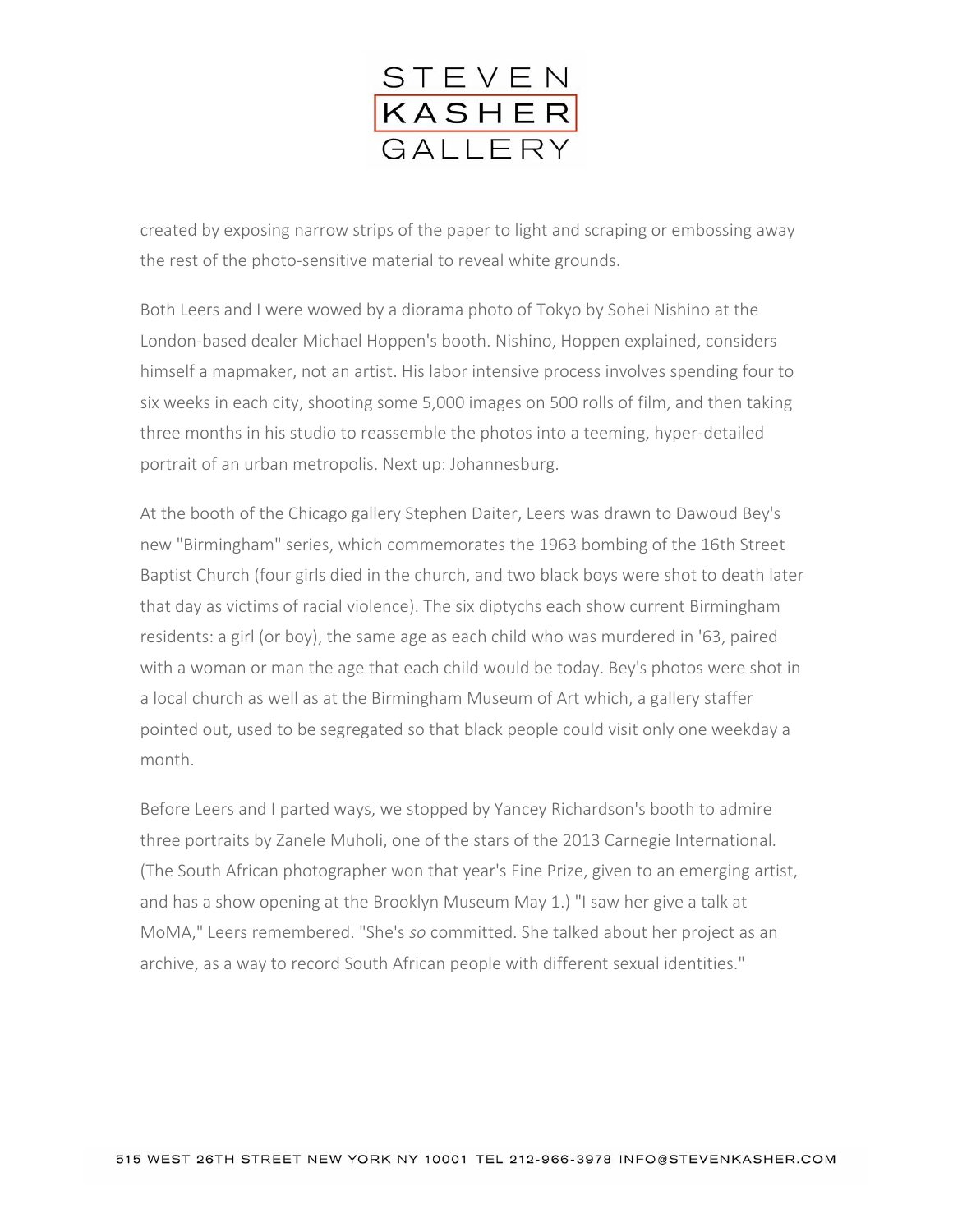created by exposing narrow strips of the paper to light and scraping or embossing away the rest of the photo-sensitive material to reveal white grounds.

Both Leers and I were wowed by a diorama photo of Tokyo by Sohei Nishino at the London-based dealer Michael Hoppen's booth. Nishino, Hoppen explained, considers himself a mapmaker, not an artist. His labor intensive process involves spending four to six weeks in each city, shooting some 5,000 images on 500 rolls of film, and then taking three months in his studio to reassemble the photos into a teeming, hyper-detailed portrait of an urban metropolis. Next up: Johannesburg.

At the booth of the Chicago gallery Stephen Daiter, Leers was drawn to Dawoud Bey's new "Birmingham" series, which commemorates the 1963 bombing of the 16th Street Baptist Church (four girls died in the church, and two black boys were shot to death later that day as victims of racial violence). The six diptychs each show current Birmingham residents: a girl (or boy), the same age as each child who was murdered in '63, paired with a woman or man the age that each child would be today. Bey's photos were shot in a local church as well as at the Birmingham Museum of Art which, a gallery staffer pointed out, used to be segregated so that black people could visit only one weekday a month.

Before Leers and I parted ways, we stopped by Yancey Richardson's booth to admire three portraits by Zanele Muholi, one of the stars of the 2013 Carnegie International. (The South African photographer won that year's Fine Prize, given to an emerging artist, and has a show opening at the Brooklyn Museum May 1.) "I saw her give a talk at MoMA," Leers remembered. "She's *so* committed. She talked about her project as an archive, as a way to record South African people with different sexual identities."